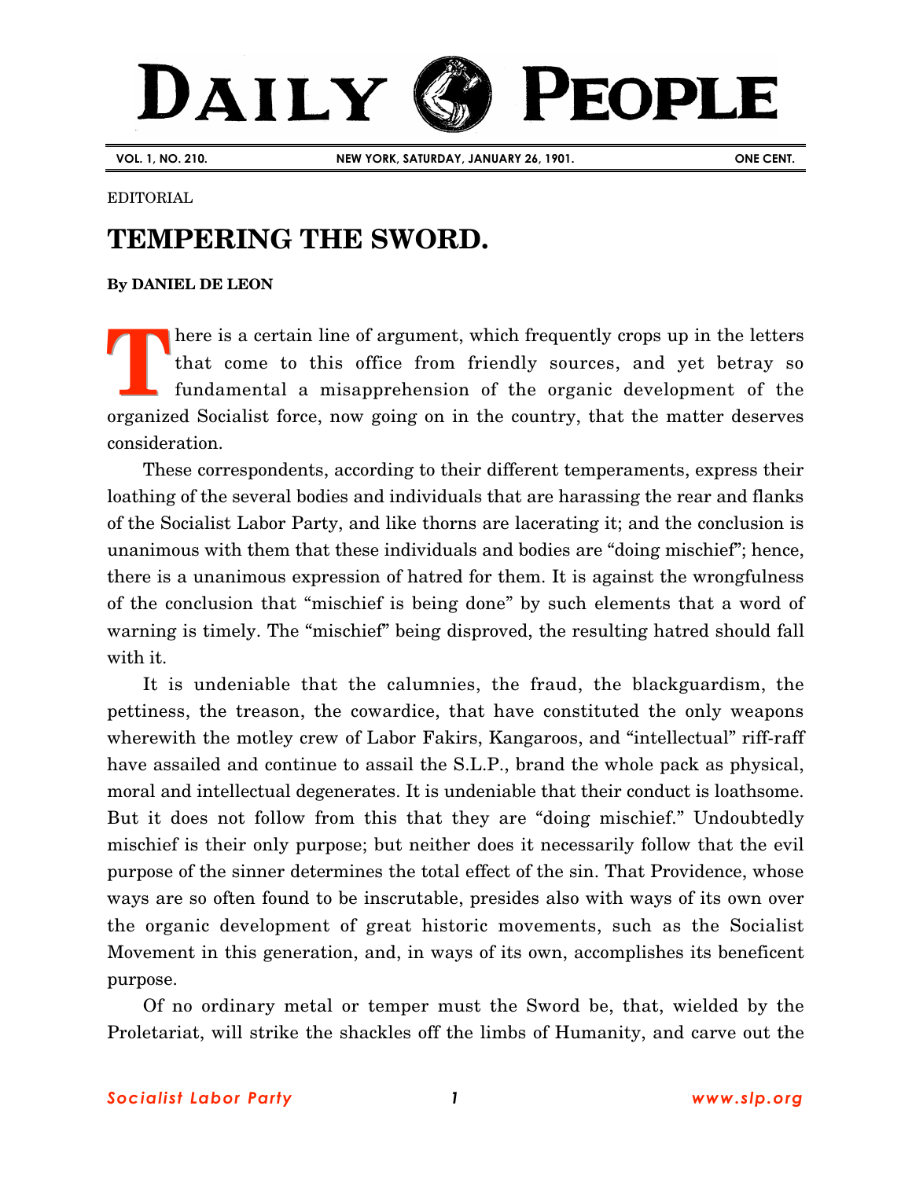# DAILY PEOPLE

VOL. 1, NO. 210. NEW YORK, SATURDAY, JANUARY 26, 1901. ONE CENT.

EDITORIAL

## TEMPERING THE SWORD.

**By DANIEL DE LEON**

There is a certain line of argument, which frequently crops up in the letters that come to this office from friendly sources, and yet betray so fundamental a misapprehension of the organic development of the organized Socialist force, now going on in the country, that the matter deserves consideration.

These correspondents, according to their different temperaments, express their loathing of the several bodies and individuals that are harassing the rear and flanks of the Socialist Labor Party, and like thorns are lacerating it; and the conclusion is unanimous with them that these individuals and bodies are "doing mischief"; hence, there is a unanimous expression of hatred for them. It is against the wrongfulness of the conclusion that "mischief is being done" by such elements that a word of warning is timely. The "mischief" being disproved, the resulting hatred should fall with it.

It is undeniable that the calumnies, the fraud, the blackguardism, the pettiness, the treason, the cowardice, that have constituted the only weapons wherewith the motley crew of Labor Fakirs, Kangaroos, and "intellectual" riff-raff have assailed and continue to assail the S.L.P., brand the whole pack as physical, moral and intellectual degenerates. It is undeniable that their conduct is loathsome. But it does not follow from this that they are "doing mischief." Undoubtedly mischief is their only purpose; but neither does it necessarily follow that the evil purpose of the sinner determines the total effect of the sin. That Providence, whose ways are so often found to be inscrutable, presides also with ways of its own over the organic development of great historic movements, such as the Socialist Movement in this generation, and, in ways of its own, accomplishes its beneficent purpose.

Of no ordinary metal or temper must the Sword be, that, wielded by the Proletariat, will strike the shackles off the limbs of Humanity, and carve out the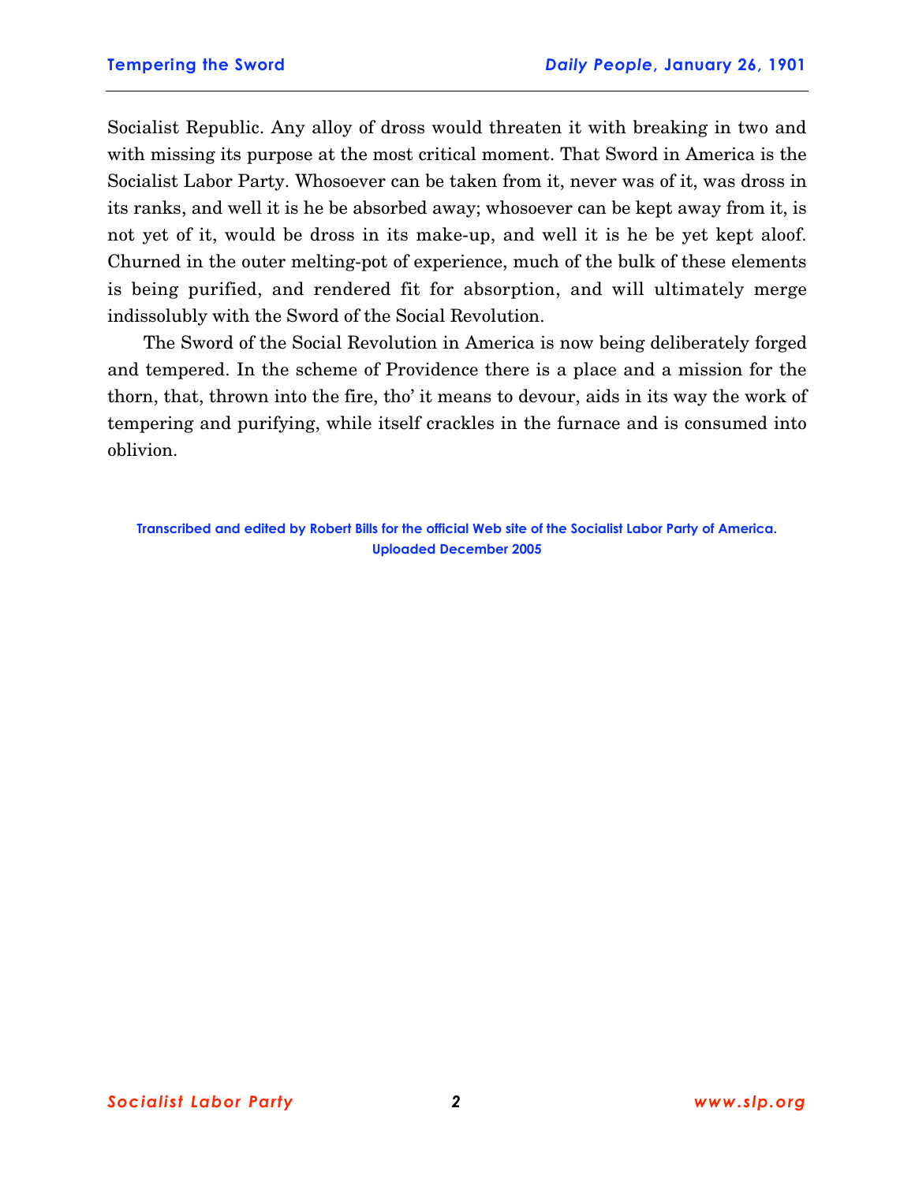Socialist Republic. Any alloy of dross would threaten it with breaking in two and with missing its purpose at the most critical moment. That Sword in America is the Socialist Labor Party. Whosoever can be taken from it, never was of it, was dross in its ranks, and well it is he be absorbed away; whosoever can be kept away from it, is not yet of it, would be dross in its make-up, and well it is he be yet kept aloof. Churned in the outer melting-pot of experience, much of the bulk of these elements is being purified, and rendered fit for absorption, and will ultimately merge indissolubly with the Sword of the Social Revolution.

The Sword of the Social Revolution in America is now being deliberately forged and tempered. In the scheme of Providence there is a place and a mission for the thorn, that, thrown into the fire, tho' it means to devour, aids in its way the work of tempering and purifying, while itself crackles in the furnace and is consumed into oblivion.

Transcribed and edited by Robert Bills for the official Web site of the Socialist Labor Party of America.
Uploaded December 2005